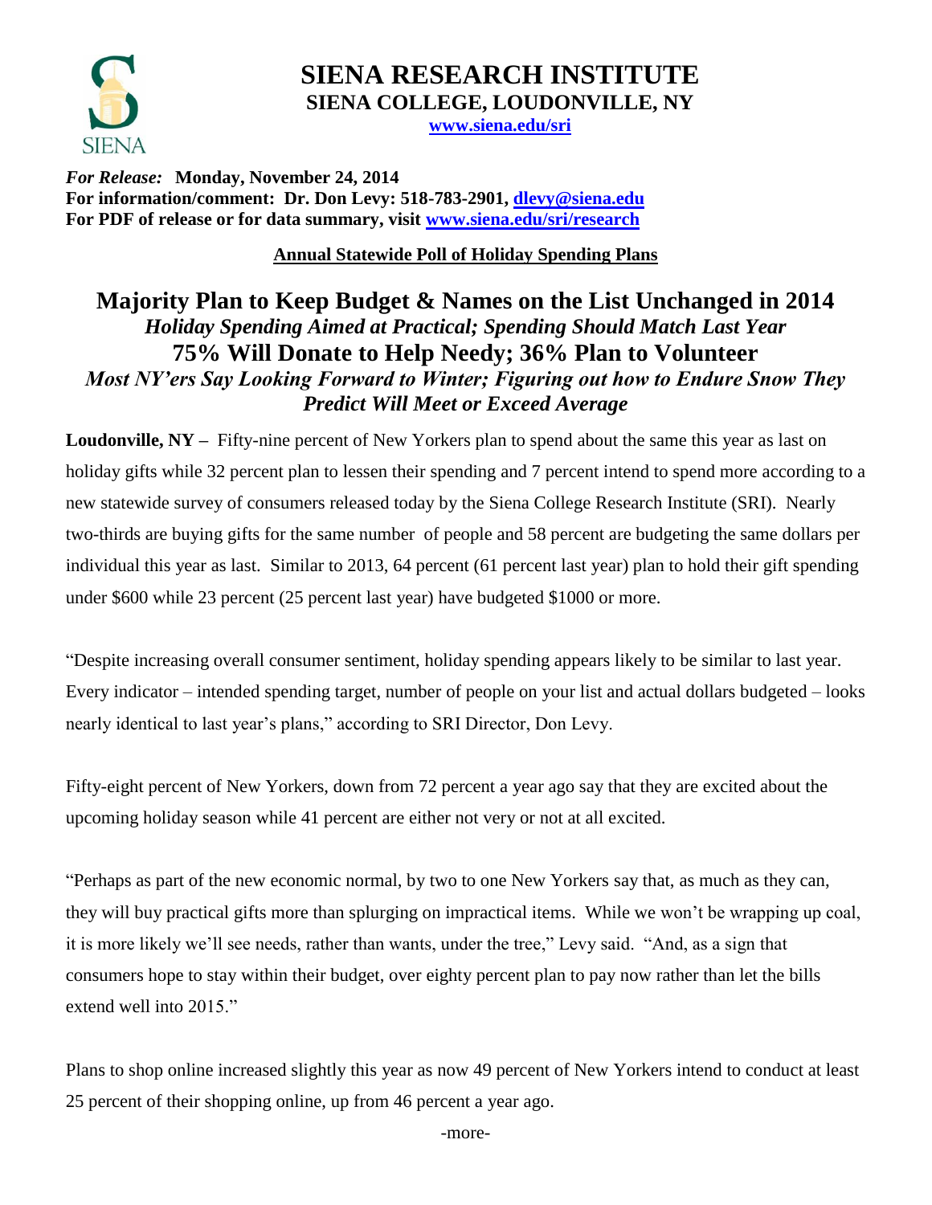# SIENA RESEARCH INSTITUTE
## SIENA COLLEGE, LOUDONVILLE, NY

www.siena.edu/sri

*For Release:* **Monday, November 24, 2014**
**For information/comment: Dr. Don Levy: 518-783-2901, dlevy@siena.edu**
**For PDF of release or for data summary, visit www.siena.edu/sri/research**

**Annual Statewide Poll of Holiday Spending Plans**

# Majority Plan to Keep Budget & Names on the List Unchanged in 2014
### *Holiday Spending Aimed at Practical; Spending Should Match Last Year*
# 75% Will Donate to Help Needy; 36% Plan to Volunteer
### *Most NY'ers Say Looking Forward to Winter; Figuring out how to Endure Snow They Predict Will Meet or Exceed Average*

**Loudonville, NY –** Fifty-nine percent of New Yorkers plan to spend about the same this year as last on holiday gifts while 32 percent plan to lessen their spending and 7 percent intend to spend more according to a new statewide survey of consumers released today by the Siena College Research Institute (SRI). Nearly two-thirds are buying gifts for the same number of people and 58 percent are budgeting the same dollars per individual this year as last. Similar to 2013, 64 percent (61 percent last year) plan to hold their gift spending under $600 while 23 percent (25 percent last year) have budgeted $1000 or more.

"Despite increasing overall consumer sentiment, holiday spending appears likely to be similar to last year. Every indicator – intended spending target, number of people on your list and actual dollars budgeted – looks nearly identical to last year's plans," according to SRI Director, Don Levy.

Fifty-eight percent of New Yorkers, down from 72 percent a year ago say that they are excited about the upcoming holiday season while 41 percent are either not very or not at all excited.

"Perhaps as part of the new economic normal, by two to one New Yorkers say that, as much as they can, they will buy practical gifts more than splurging on impractical items. While we won't be wrapping up coal, it is more likely we'll see needs, rather than wants, under the tree," Levy said. "And, as a sign that consumers hope to stay within their budget, over eighty percent plan to pay now rather than let the bills extend well into 2015."

Plans to shop online increased slightly this year as now 49 percent of New Yorkers intend to conduct at least 25 percent of their shopping online, up from 46 percent a year ago.

-more-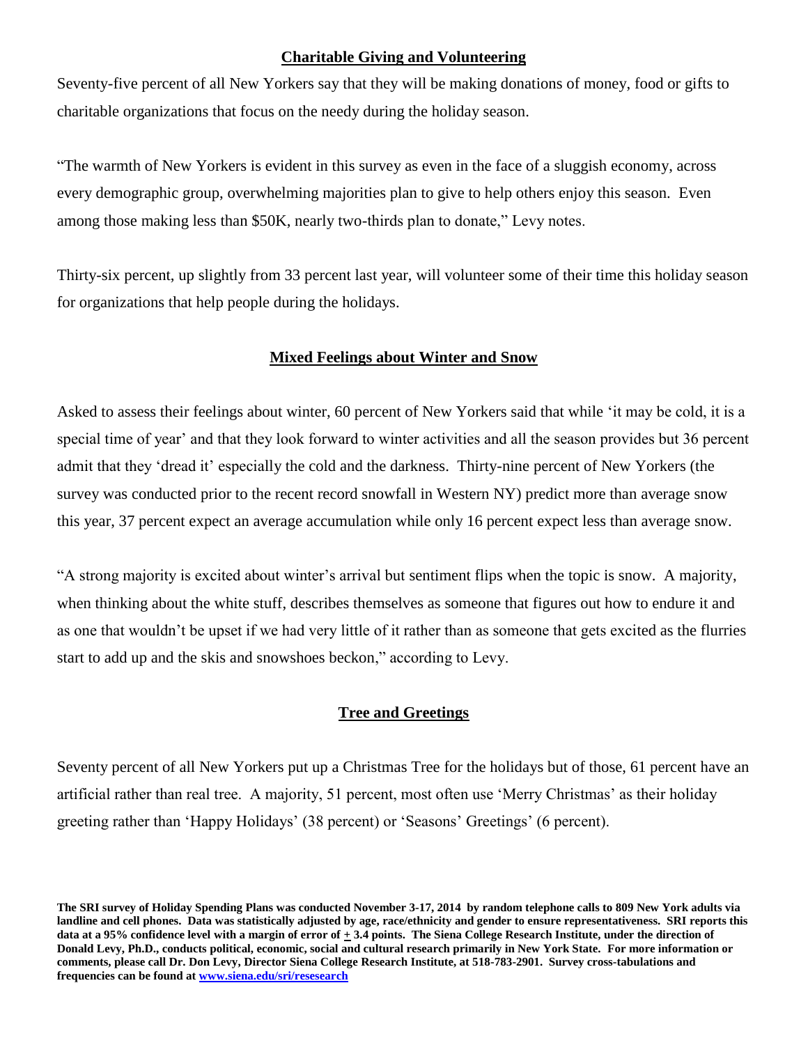## Charitable Giving and Volunteering

Seventy-five percent of all New Yorkers say that they will be making donations of money, food or gifts to charitable organizations that focus on the needy during the holiday season.

"The warmth of New Yorkers is evident in this survey as even in the face of a sluggish economy, across every demographic group, overwhelming majorities plan to give to help others enjoy this season. Even among those making less than $50K, nearly two-thirds plan to donate," Levy notes.

Thirty-six percent, up slightly from 33 percent last year, will volunteer some of their time this holiday season for organizations that help people during the holidays.

## Mixed Feelings about Winter and Snow

Asked to assess their feelings about winter, 60 percent of New Yorkers said that while 'it may be cold, it is a special time of year' and that they look forward to winter activities and all the season provides but 36 percent admit that they 'dread it' especially the cold and the darkness. Thirty-nine percent of New Yorkers (the survey was conducted prior to the recent record snowfall in Western NY) predict more than average snow this year, 37 percent expect an average accumulation while only 16 percent expect less than average snow.

"A strong majority is excited about winter's arrival but sentiment flips when the topic is snow. A majority, when thinking about the white stuff, describes themselves as someone that figures out how to endure it and as one that wouldn't be upset if we had very little of it rather than as someone that gets excited as the flurries start to add up and the skis and snowshoes beckon," according to Levy.

## Tree and Greetings

Seventy percent of all New Yorkers put up a Christmas Tree for the holidays but of those, 61 percent have an artificial rather than real tree. A majority, 51 percent, most often use 'Merry Christmas' as their holiday greeting rather than 'Happy Holidays' (38 percent) or 'Seasons' Greetings' (6 percent).

**The SRI survey of Holiday Spending Plans was conducted November 3-17, 2014 by random telephone calls to 809 New York adults via landline and cell phones. Data was statistically adjusted by age, race/ethnicity and gender to ensure representativeness. SRI reports this data at a 95% confidence level with a margin of error of ± 3.4 points. The Siena College Research Institute, under the direction of Donald Levy, Ph.D., conducts political, economic, social and cultural research primarily in New York State. For more information or comments, please call Dr. Don Levy, Director Siena College Research Institute, at 518-783-2901. Survey cross-tabulations and frequencies can be found at [www.siena.edu/sri/resesearch](www.siena.edu/sri/resesearch)**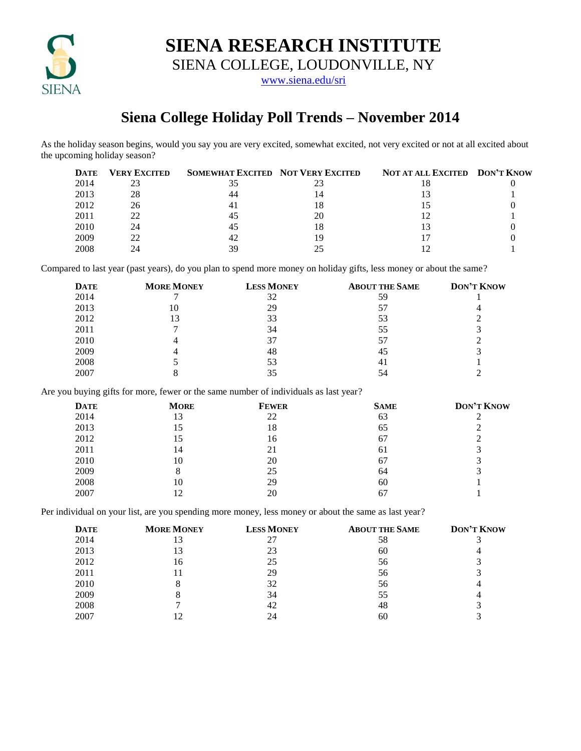# SIENA RESEARCH INSTITUTE

SIENA COLLEGE, LOUDONVILLE, NY

www.siena.edu/sri

## Siena College Holiday Poll Trends – November 2014

As the holiday season begins, would you say you are very excited, somewhat excited, not very excited or not at all excited about the upcoming holiday season?

| Date | Very Excited | Somewhat Excited | Not Very Excited | Not at all Excited | Don't Know |
|---|---|---|---|---|---|
| 2014 | 23 | 35 | 23 | 18 | 0 |
| 2013 | 28 | 44 | 14 | 13 | 1 |
| 2012 | 26 | 41 | 18 | 15 | 0 |
| 2011 | 22 | 45 | 20 | 12 | 1 |
| 2010 | 24 | 45 | 18 | 13 | 0 |
| 2009 | 22 | 42 | 19 | 17 | 0 |
| 2008 | 24 | 39 | 25 | 12 | 1 |

Compared to last year (past years), do you plan to spend more money on holiday gifts, less money or about the same?

| Date | More Money | Less Money | About the Same | Don't Know |
|---|---|---|---|---|
| 2014 | 7 | 32 | 59 | 1 |
| 2013 | 10 | 29 | 57 | 4 |
| 2012 | 13 | 33 | 53 | 2 |
| 2011 | 7 | 34 | 55 | 3 |
| 2010 | 4 | 37 | 57 | 2 |
| 2009 | 4 | 48 | 45 | 3 |
| 2008 | 5 | 53 | 41 | 1 |
| 2007 | 8 | 35 | 54 | 2 |

Are you buying gifts for more, fewer or the same number of individuals as last year?

| Date | More | Fewer | Same | Don't Know |
|---|---|---|---|---|
| 2014 | 13 | 22 | 63 | 2 |
| 2013 | 15 | 18 | 65 | 2 |
| 2012 | 15 | 16 | 67 | 2 |
| 2011 | 14 | 21 | 61 | 3 |
| 2010 | 10 | 20 | 67 | 3 |
| 2009 | 8 | 25 | 64 | 3 |
| 2008 | 10 | 29 | 60 | 1 |
| 2007 | 12 | 20 | 67 | 1 |

Per individual on your list, are you spending more money, less money or about the same as last year?

| Date | More Money | Less Money | About the Same | Don't Know |
|---|---|---|---|---|
| 2014 | 13 | 27 | 58 | 3 |
| 2013 | 13 | 23 | 60 | 4 |
| 2012 | 16 | 25 | 56 | 3 |
| 2011 | 11 | 29 | 56 | 3 |
| 2010 | 8 | 32 | 56 | 4 |
| 2009 | 8 | 34 | 55 | 4 |
| 2008 | 7 | 42 | 48 | 3 |
| 2007 | 12 | 24 | 60 | 3 |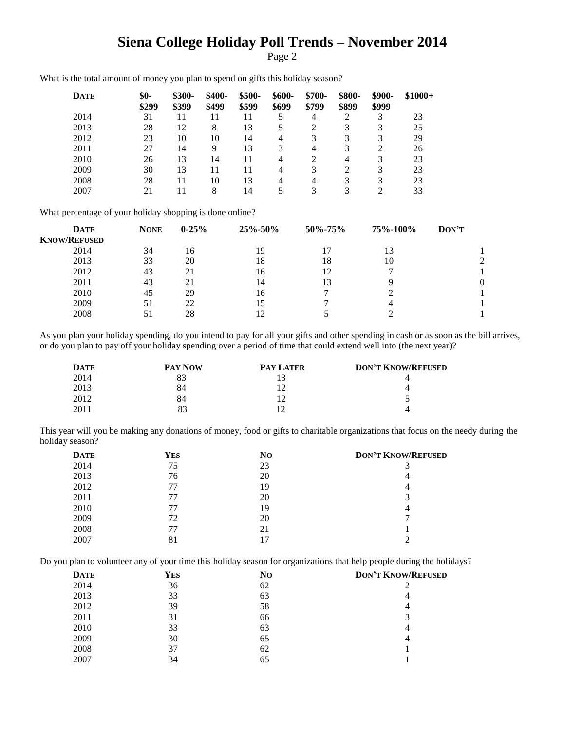# Siena College Holiday Poll Trends – November 2014

Page 2

What is the total amount of money you plan to spend on gifts this holiday season?

| Date | $0-$299 | $300-$399 | $400-$499 | $500-$599 | $600-$699 | $700-$799 | $800-$899 | $900-$999 | $1000+ |
|---|---|---|---|---|---|---|---|---|---|
| 2014 | 31 | 11 | 11 | 11 | 5 | 4 | 2 | 3 | 23 |
| 2013 | 28 | 12 | 8 | 13 | 5 | 2 | 3 | 3 | 25 |
| 2012 | 23 | 10 | 10 | 14 | 4 | 3 | 3 | 3 | 29 |
| 2011 | 27 | 14 | 9 | 13 | 3 | 4 | 3 | 2 | 26 |
| 2010 | 26 | 13 | 14 | 11 | 4 | 2 | 4 | 3 | 23 |
| 2009 | 30 | 13 | 11 | 11 | 4 | 3 | 2 | 3 | 23 |
| 2008 | 28 | 11 | 10 | 13 | 4 | 4 | 3 | 3 | 23 |
| 2007 | 21 | 11 | 8 | 14 | 5 | 3 | 3 | 2 | 33 |

What percentage of your holiday shopping is done online?

| Date | None | 0-25% | 25%-50% | 50%-75% | 75%-100% | Don't Know/Refused |
|---|---|---|---|---|---|---|
| 2014 | 34 | 16 | 19 | 17 | 13 | 1 |
| 2013 | 33 | 20 | 18 | 18 | 10 | 2 |
| 2012 | 43 | 21 | 16 | 12 | 7 | 1 |
| 2011 | 43 | 21 | 14 | 13 | 9 | 0 |
| 2010 | 45 | 29 | 16 | 7 | 2 | 1 |
| 2009 | 51 | 22 | 15 | 7 | 4 | 1 |
| 2008 | 51 | 28 | 12 | 5 | 2 | 1 |

As you plan your holiday spending, do you intend to pay for all your gifts and other spending in cash or as soon as the bill arrives, or do you plan to pay off your holiday spending over a period of time that could extend well into (the next year)?

| Date | Pay Now | Pay Later | Don't Know/Refused |
|---|---|---|---|
| 2014 | 83 | 13 | 4 |
| 2013 | 84 | 12 | 4 |
| 2012 | 84 | 12 | 5 |
| 2011 | 83 | 12 | 4 |

This year will you be making any donations of money, food or gifts to charitable organizations that focus on the needy during the holiday season?

| Date | Yes | No | Don't Know/Refused |
|---|---|---|---|
| 2014 | 75 | 23 | 3 |
| 2013 | 76 | 20 | 4 |
| 2012 | 77 | 19 | 4 |
| 2011 | 77 | 20 | 3 |
| 2010 | 77 | 19 | 4 |
| 2009 | 72 | 20 | 7 |
| 2008 | 77 | 21 | 1 |
| 2007 | 81 | 17 | 2 |

Do you plan to volunteer any of your time this holiday season for organizations that help people during the holidays?

| Date | Yes | No | Don't Know/Refused |
|---|---|---|---|
| 2014 | 36 | 62 | 2 |
| 2013 | 33 | 63 | 4 |
| 2012 | 39 | 58 | 4 |
| 2011 | 31 | 66 | 3 |
| 2010 | 33 | 63 | 4 |
| 2009 | 30 | 65 | 4 |
| 2008 | 37 | 62 | 1 |
| 2007 | 34 | 65 | 1 |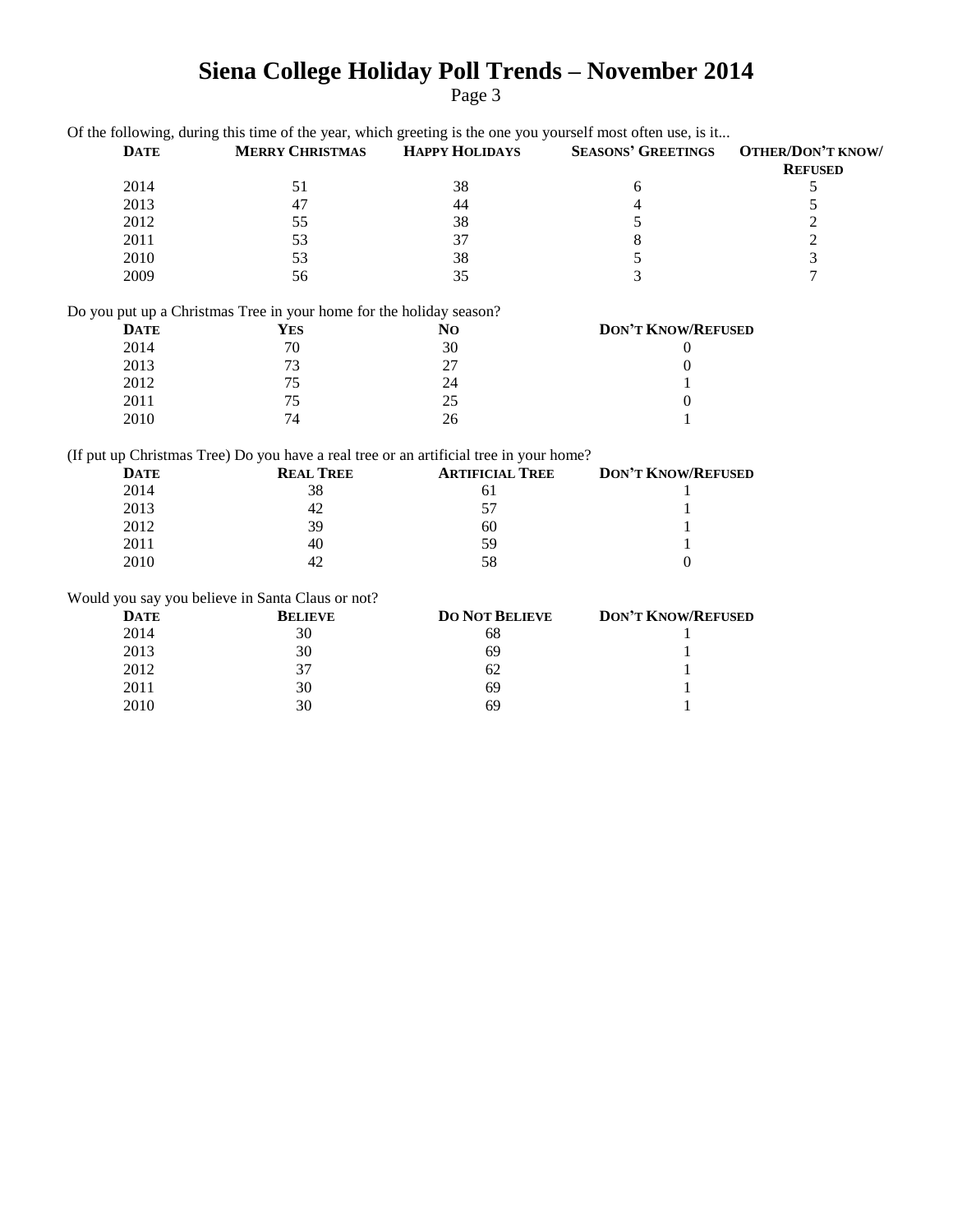# Siena College Holiday Poll Trends – November 2014

Of the following, during this time of the year, which greeting is the one you yourself most often use, is it...

| DATE | MERRY CHRISTMAS | HAPPY HOLIDAYS | SEASONS' GREETINGS | OTHER/DON'T KNOW/ REFUSED |
|---|---|---|---|---|
| 2014 | 51 | 38 | 6 | 5 |
| 2013 | 47 | 44 | 4 | 5 |
| 2012 | 55 | 38 | 5 | 2 |
| 2011 | 53 | 37 | 8 | 2 |
| 2010 | 53 | 38 | 5 | 3 |
| 2009 | 56 | 35 | 3 | 7 |

Do you put up a Christmas Tree in your home for the holiday season?

| DATE | YES | NO | DON'T KNOW/REFUSED |
|---|---|---|---|
| 2014 | 70 | 30 | 0 |
| 2013 | 73 | 27 | 0 |
| 2012 | 75 | 24 | 1 |
| 2011 | 75 | 25 | 0 |
| 2010 | 74 | 26 | 1 |

(If put up Christmas Tree) Do you have a real tree or an artificial tree in your home?

| DATE | REAL TREE | ARTIFICIAL TREE | DON'T KNOW/REFUSED |
|---|---|---|---|
| 2014 | 38 | 61 | 1 |
| 2013 | 42 | 57 | 1 |
| 2012 | 39 | 60 | 1 |
| 2011 | 40 | 59 | 1 |
| 2010 | 42 | 58 | 0 |

Would you say you believe in Santa Claus or not?

| DATE | BELIEVE | DO NOT BELIEVE | DON'T KNOW/REFUSED |
|---|---|---|---|
| 2014 | 30 | 68 | 1 |
| 2013 | 30 | 69 | 1 |
| 2012 | 37 | 62 | 1 |
| 2011 | 30 | 69 | 1 |
| 2010 | 30 | 69 | 1 |